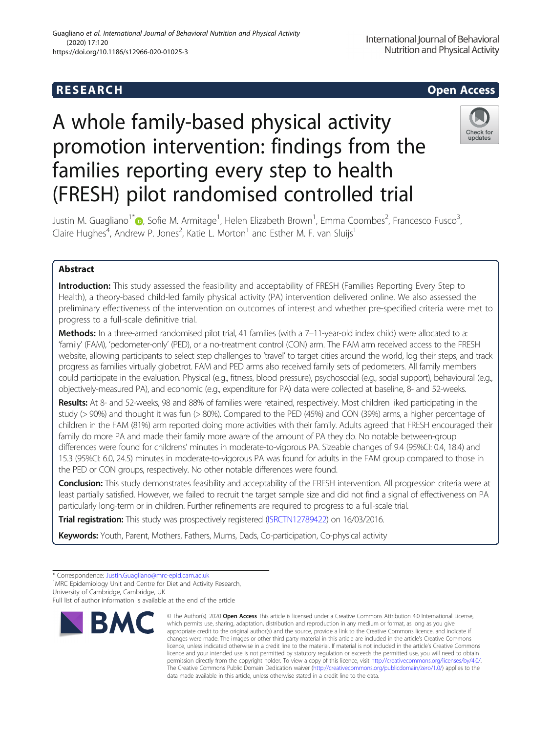# RESEARCH

# A whole family-based physical activity promotion intervention: findings from the families reporting every step to health (FRESH) pilot randomised controlled trial

Justin M. Guagliano[1*], Sofie M. Armitage[1], Helen Elizabeth Brown[1], Emma Coombes[2], Francesco Fusco[3], Claire Hughes[4], Andrew P. Jones[2], Katie L. Morton[1] and Esther M. F. van Sluijs[1]

## Abstract

**Introduction:** This study assessed the feasibility and acceptability of FRESH (Families Reporting Every Step to Health), a theory-based child-led family physical activity (PA) intervention delivered online. We also assessed the preliminary effectiveness of the intervention on outcomes of interest and whether pre-specified criteria were met to progress to a full-scale definitive trial.

**Methods:** In a three-armed randomised pilot trial, 41 families (with a 7–11-year-old index child) were allocated to a: 'family' (FAM), 'pedometer-only' (PED), or a no-treatment control (CON) arm. The FAM arm received access to the FRESH website, allowing participants to select step challenges to 'travel' to target cities around the world, log their steps, and track progress as families virtually globetrot. FAM and PED arms also received family sets of pedometers. All family members could participate in the evaluation. Physical (e.g., fitness, blood pressure), psychosocial (e.g., social support), behavioural (e.g., objectively-measured PA), and economic (e.g., expenditure for PA) data were collected at baseline, 8- and 52-weeks.

**Results:** At 8- and 52-weeks, 98 and 88% of families were retained, respectively. Most children liked participating in the study (> 90%) and thought it was fun (> 80%). Compared to the PED (45%) and CON (39%) arms, a higher percentage of children in the FAM (81%) arm reported doing more activities with their family. Adults agreed that FRESH encouraged their family do more PA and made their family more aware of the amount of PA they do. No notable between-group differences were found for childrens' minutes in moderate-to-vigorous PA. Sizeable changes of 9.4 (95%CI: 0.4, 18.4) and 15.3 (95%CI: 6.0, 24.5) minutes in moderate-to-vigorous PA was found for adults in the FAM group compared to those in the PED or CON groups, respectively. No other notable differences were found.

**Conclusion:** This study demonstrates feasibility and acceptability of the FRESH intervention. All progression criteria were at least partially satisfied. However, we failed to recruit the target sample size and did not find a signal of effectiveness on PA particularly long-term or in children. Further refinements are required to progress to a full-scale trial.

**Trial registration:** This study was prospectively registered (ISRCTN12789422) on 16/03/2016.

**Keywords:** Youth, Parent, Mothers, Fathers, Mums, Dads, Co-participation, Co-physical activity

---

* Correspondence: Justin.Guagliano@mrc-epid.cam.ac.uk
[1]MRC Epidemiology Unit and Centre for Diet and Activity Research, University of Cambridge, Cambridge, UK
Full list of author information is available at the end of the article

© The Author(s). 2020 **Open Access** This article is licensed under a Creative Commons Attribution 4.0 International License, which permits use, sharing, adaptation, distribution and reproduction in any medium or format, as long as you give appropriate credit to the original author(s) and the source, provide a link to the Creative Commons licence, and indicate if changes were made. The images or other third party material in this article are included in the article's Creative Commons licence, unless indicated otherwise in a credit line to the material. If material is not included in the article's Creative Commons licence and your intended use is not permitted by statutory regulation or exceeds the permitted use, you will need to obtain permission directly from the copyright holder. To view a copy of this licence, visit http://creativecommons.org/licenses/by/4.0/. The Creative Commons Public Domain Dedication waiver (http://creativecommons.org/publicdomain/zero/1.0/) applies to the data made available in this article, unless otherwise stated in a credit line to the data.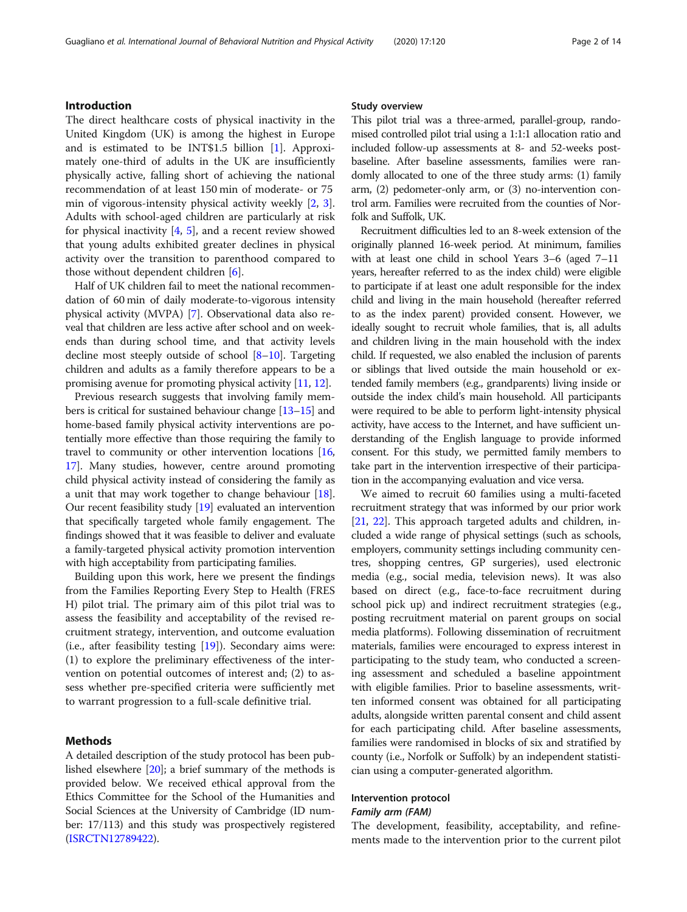## Introduction

The direct healthcare costs of physical inactivity in the United Kingdom (UK) is among the highest in Europe and is estimated to be INT$1.5 billion [1]. Approximately one-third of adults in the UK are insufficiently physically active, falling short of achieving the national recommendation of at least 150 min of moderate- or 75 min of vigorous-intensity physical activity weekly [2, 3]. Adults with school-aged children are particularly at risk for physical inactivity [4, 5], and a recent review showed that young adults exhibited greater declines in physical activity over the transition to parenthood compared to those without dependent children [6].

Half of UK children fail to meet the national recommendation of 60 min of daily moderate-to-vigorous intensity physical activity (MVPA) [7]. Observational data also reveal that children are less active after school and on weekends than during school time, and that activity levels decline most steeply outside of school [8–10]. Targeting children and adults as a family therefore appears to be a promising avenue for promoting physical activity [11, 12].

Previous research suggests that involving family members is critical for sustained behaviour change [13–15] and home-based family physical activity interventions are potentially more effective than those requiring the family to travel to community or other intervention locations [16, 17]. Many studies, however, centre around promoting child physical activity instead of considering the family as a unit that may work together to change behaviour [18]. Our recent feasibility study [19] evaluated an intervention that specifically targeted whole family engagement. The findings showed that it was feasible to deliver and evaluate a family-targeted physical activity promotion intervention with high acceptability from participating families.

Building upon this work, here we present the findings from the Families Reporting Every Step to Health (FRESH) pilot trial. The primary aim of this pilot trial was to assess the feasibility and acceptability of the revised recruitment strategy, intervention, and outcome evaluation (i.e., after feasibility testing [19]). Secondary aims were: (1) to explore the preliminary effectiveness of the intervention on potential outcomes of interest and; (2) to assess whether pre-specified criteria were sufficiently met to warrant progression to a full-scale definitive trial.

## Methods

A detailed description of the study protocol has been published elsewhere [20]; a brief summary of the methods is provided below. We received ethical approval from the Ethics Committee for the School of the Humanities and Social Sciences at the University of Cambridge (ID number: 17/113) and this study was prospectively registered (ISRCTN12789422).

### Study overview

This pilot trial was a three-armed, parallel-group, randomised controlled pilot trial using a 1:1:1 allocation ratio and included follow-up assessments at 8- and 52-weeks post-baseline. After baseline assessments, families were randomly allocated to one of the three study arms: (1) family arm, (2) pedometer-only arm, or (3) no-intervention control arm. Families were recruited from the counties of Norfolk and Suffolk, UK.

Recruitment difficulties led to an 8-week extension of the originally planned 16-week period. At minimum, families with at least one child in school Years 3–6 (aged 7–11 years, hereafter referred to as the index child) were eligible to participate if at least one adult responsible for the index child and living in the main household (hereafter referred to as the index parent) provided consent. However, we ideally sought to recruit whole families, that is, all adults and children living in the main household with the index child. If requested, we also enabled the inclusion of parents or siblings that lived outside the main household or extended family members (e.g., grandparents) living inside or outside the index child's main household. All participants were required to be able to perform light-intensity physical activity, have access to the Internet, and have sufficient understanding of the English language to provide informed consent. For this study, we permitted family members to take part in the intervention irrespective of their participation in the accompanying evaluation and vice versa.

We aimed to recruit 60 families using a multi-faceted recruitment strategy that was informed by our prior work [21, 22]. This approach targeted adults and children, included a wide range of physical settings (such as schools, employers, community settings including community centres, shopping centres, GP surgeries), used electronic media (e.g., social media, television news). It was also based on direct (e.g., face-to-face recruitment during school pick up) and indirect recruitment strategies (e.g., posting recruitment material on parent groups on social media platforms). Following dissemination of recruitment materials, families were encouraged to express interest in participating to the study team, who conducted a screening assessment and scheduled a baseline appointment with eligible families. Prior to baseline assessments, written informed consent was obtained for all participating adults, alongside written parental consent and child assent for each participating child. After baseline assessments, families were randomised in blocks of six and stratified by county (i.e., Norfolk or Suffolk) by an independent statistician using a computer-generated algorithm.

### Intervention protocol

#### *Family arm (FAM)*

The development, feasibility, acceptability, and refinements made to the intervention prior to the current pilot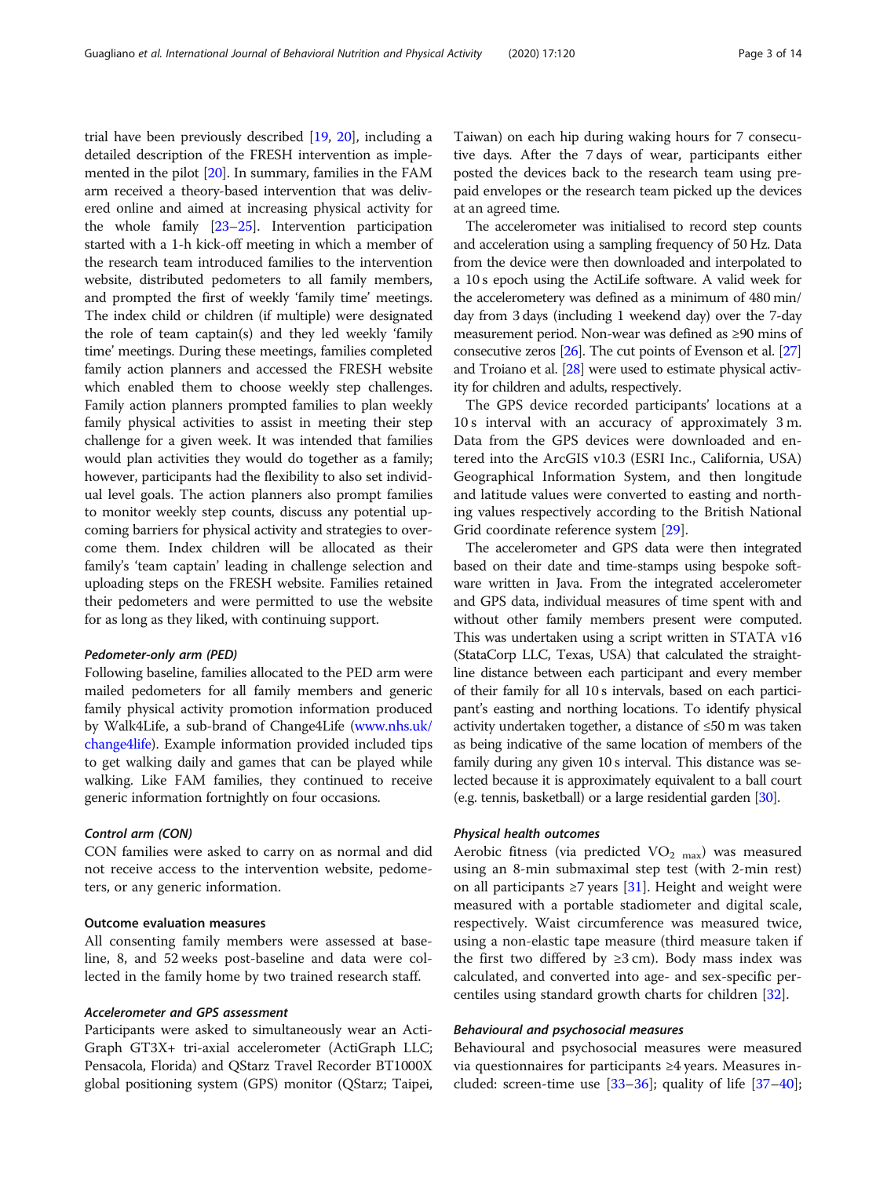trial have been previously described [19, 20], including a detailed description of the FRESH intervention as implemented in the pilot [20]. In summary, families in the FAM arm received a theory-based intervention that was delivered online and aimed at increasing physical activity for the whole family [23–25]. Intervention participation started with a 1-h kick-off meeting in which a member of the research team introduced families to the intervention website, distributed pedometers to all family members, and prompted the first of weekly 'family time' meetings. The index child or children (if multiple) were designated the role of team captain(s) and they led weekly 'family time' meetings. During these meetings, families completed family action planners and accessed the FRESH website which enabled them to choose weekly step challenges. Family action planners prompted families to plan weekly family physical activities to assist in meeting their step challenge for a given week. It was intended that families would plan activities they would do together as a family; however, participants had the flexibility to also set individual level goals. The action planners also prompt families to monitor weekly step counts, discuss any potential upcoming barriers for physical activity and strategies to overcome them. Index children will be allocated as their family's 'team captain' leading in challenge selection and uploading steps on the FRESH website. Families retained their pedometers and were permitted to use the website for as long as they liked, with continuing support.

#### Pedometer-only arm (PED)

Following baseline, families allocated to the PED arm were mailed pedometers for all family members and generic family physical activity promotion information produced by Walk4Life, a sub-brand of Change4Life (www.nhs.uk/change4life). Example information provided included tips to get walking daily and games that can be played while walking. Like FAM families, they continued to receive generic information fortnightly on four occasions.

#### Control arm (CON)

CON families were asked to carry on as normal and did not receive access to the intervention website, pedometers, or any generic information.

### Outcome evaluation measures

All consenting family members were assessed at baseline, 8, and 52 weeks post-baseline and data were collected in the family home by two trained research staff.

#### Accelerometer and GPS assessment

Participants were asked to simultaneously wear an ActiGraph GT3X+ tri-axial accelerometer (ActiGraph LLC; Pensacola, Florida) and QStarz Travel Recorder BT1000X global positioning system (GPS) monitor (QStarz; Taipei, Taiwan) on each hip during waking hours for 7 consecutive days. After the 7 days of wear, participants either posted the devices back to the research team using prepaid envelopes or the research team picked up the devices at an agreed time.

The accelerometer was initialised to record step counts and acceleration using a sampling frequency of 50 Hz. Data from the device were then downloaded and interpolated to a 10 s epoch using the ActiLife software. A valid week for the accelerometery was defined as a minimum of 480 min/day from 3 days (including 1 weekend day) over the 7-day measurement period. Non-wear was defined as ≥90 mins of consecutive zeros [26]. The cut points of Evenson et al. [27] and Troiano et al. [28] were used to estimate physical activity for children and adults, respectively.

The GPS device recorded participants' locations at a 10 s interval with an accuracy of approximately 3 m. Data from the GPS devices were downloaded and entered into the ArcGIS v10.3 (ESRI Inc., California, USA) Geographical Information System, and then longitude and latitude values were converted to easting and northing values respectively according to the British National Grid coordinate reference system [29].

The accelerometer and GPS data were then integrated based on their date and time-stamps using bespoke software written in Java. From the integrated accelerometer and GPS data, individual measures of time spent with and without other family members present were computed. This was undertaken using a script written in STATA v16 (StataCorp LLC, Texas, USA) that calculated the straight-line distance between each participant and every member of their family for all 10 s intervals, based on each participant's easting and northing locations. To identify physical activity undertaken together, a distance of ≤50 m was taken as being indicative of the same location of members of the family during any given 10 s interval. This distance was selected because it is approximately equivalent to a ball court (e.g. tennis, basketball) or a large residential garden [30].

#### Physical health outcomes

Aerobic fitness (via predicted $VO_{2\ max}$) was measured using an 8-min submaximal step test (with 2-min rest) on all participants ≥7 years [31]. Height and weight were measured with a portable stadiometer and digital scale, respectively. Waist circumference was measured twice, using a non-elastic tape measure (third measure taken if the first two differed by ≥3 cm). Body mass index was calculated, and converted into age- and sex-specific percentiles using standard growth charts for children [32].

#### Behavioural and psychosocial measures

Behavioural and psychosocial measures were measured via questionnaires for participants ≥4 years. Measures included: screen-time use [33–36]; quality of life [37–40];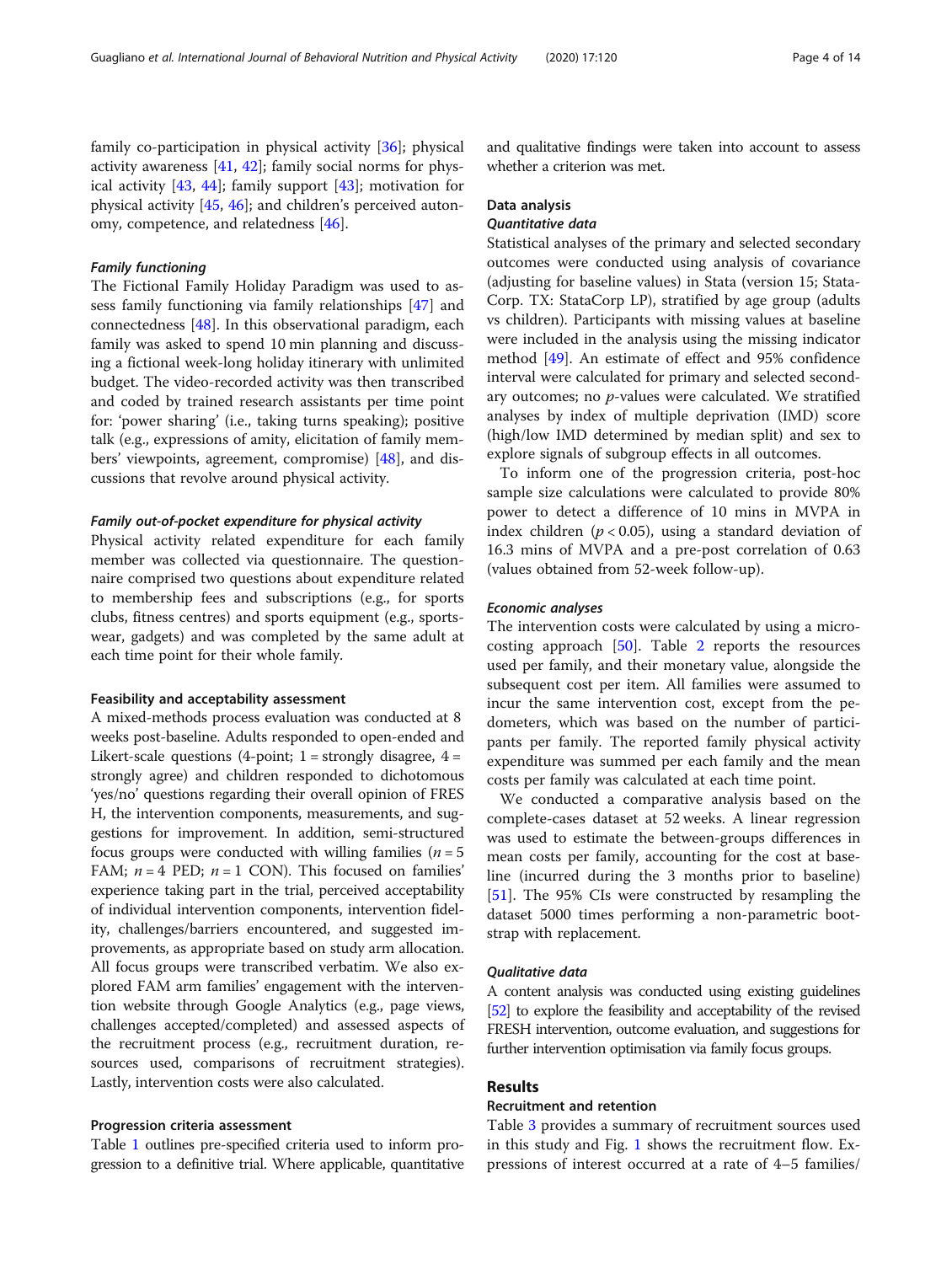family co-participation in physical activity [36]; physical activity awareness [41, 42]; family social norms for physical activity [43, 44]; family support [43]; motivation for physical activity [45, 46]; and children's perceived autonomy, competence, and relatedness [46].

#### *Family functioning*

The Fictional Family Holiday Paradigm was used to assess family functioning via family relationships [47] and connectedness [48]. In this observational paradigm, each family was asked to spend 10 min planning and discussing a fictional week-long holiday itinerary with unlimited budget. The video-recorded activity was then transcribed and coded by trained research assistants per time point for: 'power sharing' (i.e., taking turns speaking); positive talk (e.g., expressions of amity, elicitation of family members' viewpoints, agreement, compromise) [48], and discussions that revolve around physical activity.

#### *Family out-of-pocket expenditure for physical activity*

Physical activity related expenditure for each family member was collected via questionnaire. The questionnaire comprised two questions about expenditure related to membership fees and subscriptions (e.g., for sports clubs, fitness centres) and sports equipment (e.g., sportswear, gadgets) and was completed by the same adult at each time point for their whole family.

### Feasibility and acceptability assessment

A mixed-methods process evaluation was conducted at 8 weeks post-baseline. Adults responded to open-ended and Likert-scale questions (4-point; 1 = strongly disagree, 4 = strongly agree) and children responded to dichotomous 'yes/no' questions regarding their overall opinion of FRESH, the intervention components, measurements, and suggestions for improvement. In addition, semi-structured focus groups were conducted with willing families ($n = 5$ FAM; $n = 4$ PED; $n = 1$ CON). This focused on families' experience taking part in the trial, perceived acceptability of individual intervention components, intervention fidelity, challenges/barriers encountered, and suggested improvements, as appropriate based on study arm allocation. All focus groups were transcribed verbatim. We also explored FAM arm families' engagement with the intervention website through Google Analytics (e.g., page views, challenges accepted/completed) and assessed aspects of the recruitment process (e.g., recruitment duration, resources used, comparisons of recruitment strategies). Lastly, intervention costs were also calculated.

### Progression criteria assessment

Table 1 outlines pre-specified criteria used to inform progression to a definitive trial. Where applicable, quantitative and qualitative findings were taken into account to assess whether a criterion was met.

### Data analysis

#### *Quantitative data*

Statistical analyses of the primary and selected secondary outcomes were conducted using analysis of covariance (adjusting for baseline values) in Stata (version 15; StataCorp. TX: StataCorp LP), stratified by age group (adults vs children). Participants with missing values at baseline were included in the analysis using the missing indicator method [49]. An estimate of effect and 95% confidence interval were calculated for primary and selected secondary outcomes; no *p*-values were calculated. We stratified analyses by index of multiple deprivation (IMD) score (high/low IMD determined by median split) and sex to explore signals of subgroup effects in all outcomes.

To inform one of the progression criteria, post-hoc sample size calculations were calculated to provide 80% power to detect a difference of 10 mins in MVPA in index children ($p < 0.05$), using a standard deviation of 16.3 mins of MVPA and a pre-post correlation of 0.63 (values obtained from 52-week follow-up).

#### *Economic analyses*

The intervention costs were calculated by using a micro-costing approach [50]. Table 2 reports the resources used per family, and their monetary value, alongside the subsequent cost per item. All families were assumed to incur the same intervention cost, except from the pedometers, which was based on the number of participants per family. The reported family physical activity expenditure was summed per each family and the mean costs per family was calculated at each time point.

We conducted a comparative analysis based on the complete-cases dataset at 52 weeks. A linear regression was used to estimate the between-groups differences in mean costs per family, accounting for the cost at baseline (incurred during the 3 months prior to baseline) [51]. The 95% CIs were constructed by resampling the dataset 5000 times performing a non-parametric bootstrap with replacement.

#### *Qualitative data*

A content analysis was conducted using existing guidelines [52] to explore the feasibility and acceptability of the revised FRESH intervention, outcome evaluation, and suggestions for further intervention optimisation via family focus groups.

## Results

### Recruitment and retention

Table 3 provides a summary of recruitment sources used in this study and Fig. 1 shows the recruitment flow. Expressions of interest occurred at a rate of 4–5 families/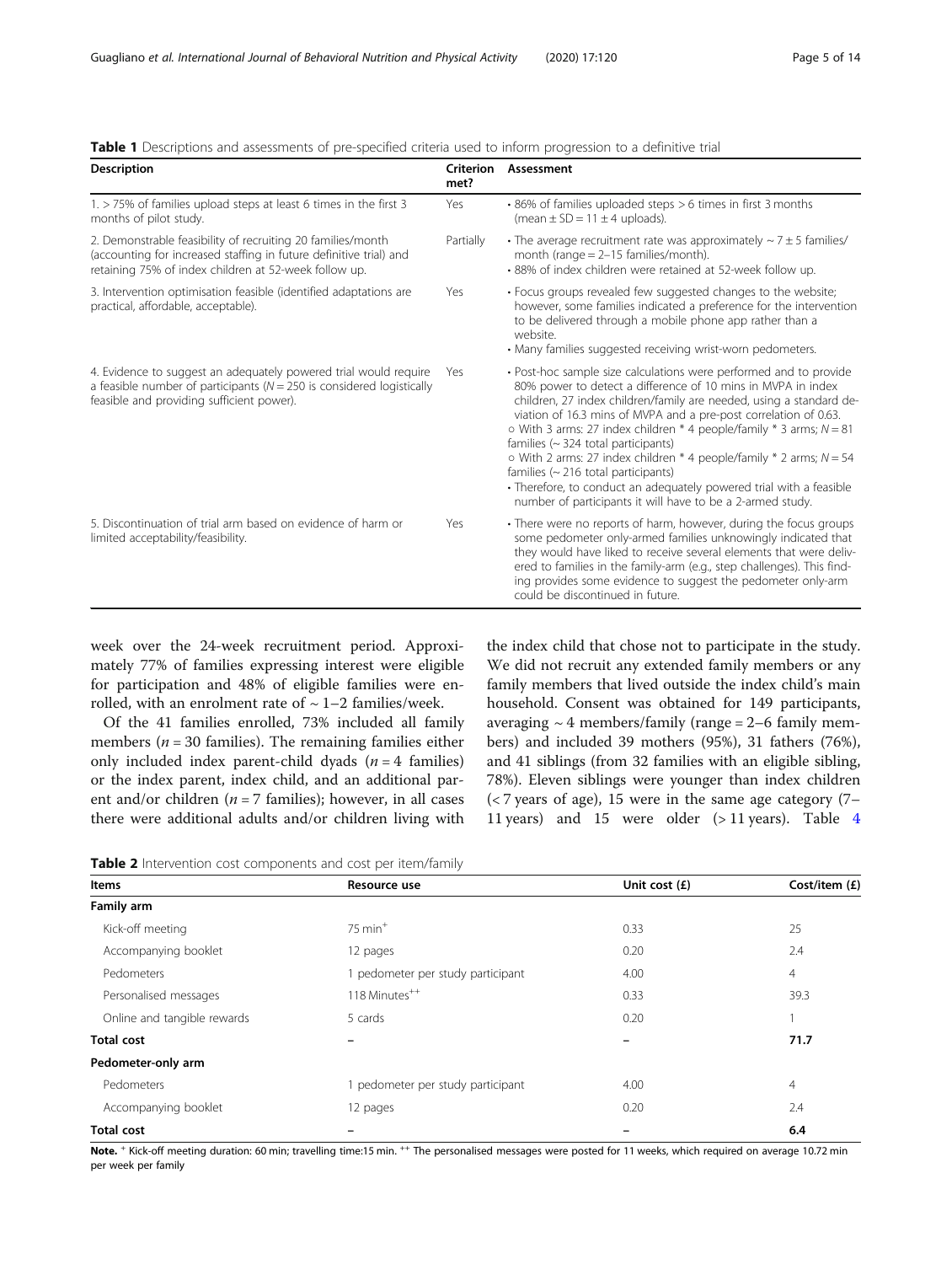**Table 1** Descriptions and assessments of pre-specified criteria used to inform progression to a definitive trial

| Description | Criterion met? | Assessment |
| --- | --- | --- |
| 1. > 75% of families upload steps at least 6 times in the first 3 months of pilot study. | Yes | • 86% of families uploaded steps > 6 times in first 3 months (mean ± SD = 11 ± 4 uploads). |
| 2. Demonstrable feasibility of recruiting 20 families/month (accounting for increased staffing in future definitive trial) and retaining 75% of index children at 52-week follow up. | Partially | • The average recruitment rate was approximately ~ 7 ± 5 families/month (range = 2–15 families/month).<br>• 88% of index children were retained at 52-week follow up. |
| 3. Intervention optimisation feasible (identified adaptations are practical, affordable, acceptable). | Yes | • Focus groups revealed few suggested changes to the website; however, some families indicated a preference for the intervention to be delivered through a mobile phone app rather than a website.<br>• Many families suggested receiving wrist-worn pedometers. |
| 4. Evidence to suggest an adequately powered trial would require a feasible number of participants (N = 250 is considered logistically feasible and providing sufficient power). | Yes | • Post-hoc sample size calculations were performed and to provide 80% power to detect a difference of 10 mins in MVPA in index children, 27 index children/family are needed, using a standard deviation of 16.3 mins of MVPA and a pre-post correlation of 0.63.<br>○ With 3 arms: 27 index children * 4 people/family * 3 arms; N = 81 families (~ 324 total participants)<br>○ With 2 arms: 27 index children * 4 people/family * 2 arms; N = 54 families (~ 216 total participants)<br>• Therefore, to conduct an adequately powered trial with a feasible number of participants it will have to be a 2-armed study. |
| 5. Discontinuation of trial arm based on evidence of harm or limited acceptability/feasibility. | Yes | • There were no reports of harm, however, during the focus groups some pedometer only-armed families unknowingly indicated that they would have liked to receive several elements that were delivered to families in the family-arm (e.g., step challenges). This finding provides some evidence to suggest the pedometer only-arm could be discontinued in future. |

week over the 24-week recruitment period. Approximately 77% of families expressing interest were eligible for participation and 48% of eligible families were enrolled, with an enrolment rate of ~ 1–2 families/week.

Of the 41 families enrolled, 73% included all family members (*n* = 30 families). The remaining families either only included index parent-child dyads (*n* = 4 families) or the index parent, index child, and an additional parent and/or children (*n* = 7 families); however, in all cases there were additional adults and/or children living with the index child that chose not to participate in the study. We did not recruit any extended family members or any family members that lived outside the index child's main household. Consent was obtained for 149 participants, averaging ~ 4 members/family (range = 2–6 family members) and included 39 mothers (95%), 31 fathers (76%), and 41 siblings (from 32 families with an eligible sibling, 78%). Eleven siblings were younger than index children (< 7 years of age), 15 were in the same age category (7–11 years) and 15 were older (> 11 years). Table 4

**Table 2** Intervention cost components and cost per item/family

| Items | Resource use | Unit cost (£) | Cost/item (£) |
| --- | --- | --- | --- |
| **Family arm** | | | |
| Kick-off meeting | 75 min[+] | 0.33 | 25 |
| Accompanying booklet | 12 pages | 0.20 | 2.4 |
| Pedometers | 1 pedometer per study participant | 4.00 | 4 |
| Personalised messages | 118 Minutes[++] | 0.33 | 39.3 |
| Online and tangible rewards | 5 cards | 0.20 | 1 |
| **Total cost** | – | – | **71.7** |
| **Pedometer-only arm** | | | |
| Pedometers | 1 pedometer per study participant | 4.00 | 4 |
| Accompanying booklet | 12 pages | 0.20 | 2.4 |
| **Total cost** | – | – | **6.4** |

**Note.** [+] Kick-off meeting duration: 60 min; travelling time:15 min. [++] The personalised messages were posted for 11 weeks, which required on average 10.72 min per week per family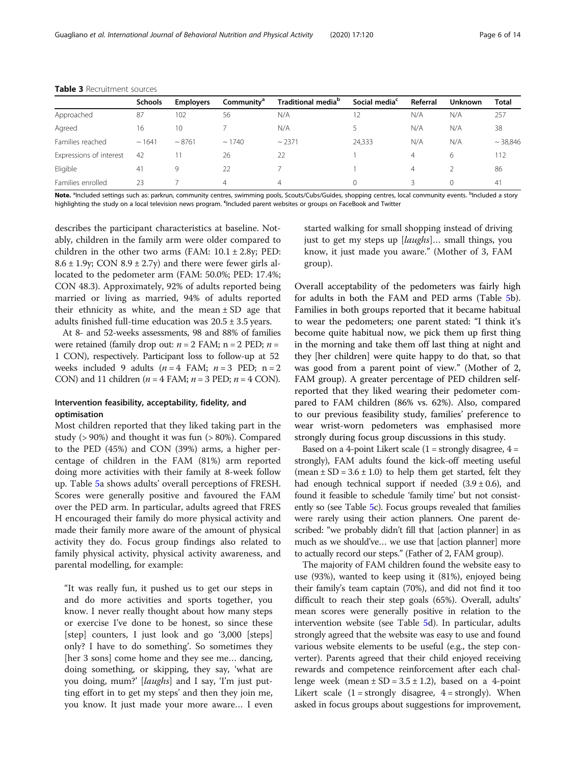**Table 3** Recruitment sources

| | Schools | Employers | Community[a] | Traditional media[b] | Social media[c] | Referral | Unknown | Total |
|---|---|---|---|---|---|---|---|---|
| Approached | 87 | 102 | 56 | N/A | 12 | N/A | N/A | 257 |
| Agreed | 16 | 10 | 7 | N/A | 5 | N/A | N/A | 38 |
| Families reached | ~ 1641 | ~ 8761 | ~ 1740 | ~ 2371 | 24,333 | N/A | N/A | ~ 38,846 |
| Expressions of interest | 42 | 11 | 26 | 22 | 1 | 4 | 6 | 112 |
| Eligible | 41 | 9 | 22 | 7 | 1 | 4 | 2 | 86 |
| Families enrolled | 23 | 7 | 4 | 4 | 0 | 3 | 0 | 41 |

**Note.** [a]Included settings such as: parkrun, community centres, swimming pools, Scouts/Cubs/Guides, shopping centres, local community events. [b]Included a story highlighting the study on a local television news program. [c]Included parent websites or groups on FaceBook and Twitter

describes the participant characteristics at baseline. Notably, children in the family arm were older compared to children in the other two arms (FAM: 10.1 ± 2.8y; PED: 8.6 ± 1.9y; CON 8.9 ± 2.7y) and there were fewer girls allocated to the pedometer arm (FAM: 50.0%; PED: 17.4%; CON 48.3). Approximately, 92% of adults reported being married or living as married, 94% of adults reported their ethnicity as white, and the mean ± SD age that adults finished full-time education was 20.5 ± 3.5 years.

At 8- and 52-weeks assessments, 98 and 88% of families were retained (family drop out: *n* = 2 FAM; n = 2 PED; *n* = 1 CON), respectively. Participant loss to follow-up at 52 weeks included 9 adults (*n* = 4 FAM; *n* = 3 PED; n = 2 CON) and 11 children (*n* = 4 FAM; *n* = 3 PED; *n* = 4 CON).

## Intervention feasibility, acceptability, fidelity, and optimisation

Most children reported that they liked taking part in the study (> 90%) and thought it was fun (> 80%). Compared to the PED (45%) and CON (39%) arms, a higher percentage of children in the FAM (81%) arm reported doing more activities with their family at 8-week follow up. Table 5a shows adults' overall perceptions of FRESH. Scores were generally positive and favoured the FAM over the PED arm. In particular, adults agreed that FRESH encouraged their family do more physical activity and made their family more aware of the amount of physical activity they do. Focus group findings also related to family physical activity, physical activity awareness, and parental modelling, for example:

> "It was really fun, it pushed us to get our steps in and do more activities and sports together, you know. I never really thought about how many steps or exercise I've done to be honest, so since these [step] counters, I just look and go '3,000 [steps] only? I have to do something'. So sometimes they [her 3 sons] come home and they see me… dancing, doing something, or skipping, they say, 'what are you doing, mum?' [*laughs*] and I say, 'I'm just putting effort in to get my steps' and then they join me, you know. It just made your more aware… I even started walking for small shopping instead of driving just to get my steps up [*laughs*]… small things, you know, it just made you aware." (Mother of 3, FAM group).

Overall acceptability of the pedometers was fairly high for adults in both the FAM and PED arms (Table 5b). Families in both groups reported that it became habitual to wear the pedometers; one parent stated: "I think it's become quite habitual now, we pick them up first thing in the morning and take them off last thing at night and they [her children] were quite happy to do that, so that was good from a parent point of view." (Mother of 2, FAM group). A greater percentage of PED children self-reported that they liked wearing their pedometer compared to FAM children (86% vs. 62%). Also, compared to our previous feasibility study, families' preference to wear wrist-worn pedometers was emphasised more strongly during focus group discussions in this study.

Based on a 4-point Likert scale (1 = strongly disagree, 4 = strongly), FAM adults found the kick-off meeting useful (mean ± SD = 3.6 ± 1.0) to help them get started, felt they had enough technical support if needed (3.9 ± 0.6), and found it feasible to schedule 'family time' but not consistently so (see Table 5c). Focus groups revealed that families were rarely using their action planners. One parent described: "we probably didn't fill that [action planner] in as much as we should've… we use that [action planner] more to actually record our steps." (Father of 2, FAM group).

The majority of FAM children found the website easy to use (93%), wanted to keep using it (81%), enjoyed being their family's team captain (70%), and did not find it too difficult to reach their step goals (65%). Overall, adults' mean scores were generally positive in relation to the intervention website (see Table 5d). In particular, adults strongly agreed that the website was easy to use and found various website elements to be useful (e.g., the step converter). Parents agreed that their child enjoyed receiving rewards and competence reinforcement after each challenge week (mean ± SD = 3.5 ± 1.2), based on a 4-point Likert scale (1 = strongly disagree, 4 = strongly). When asked in focus groups about suggestions for improvement,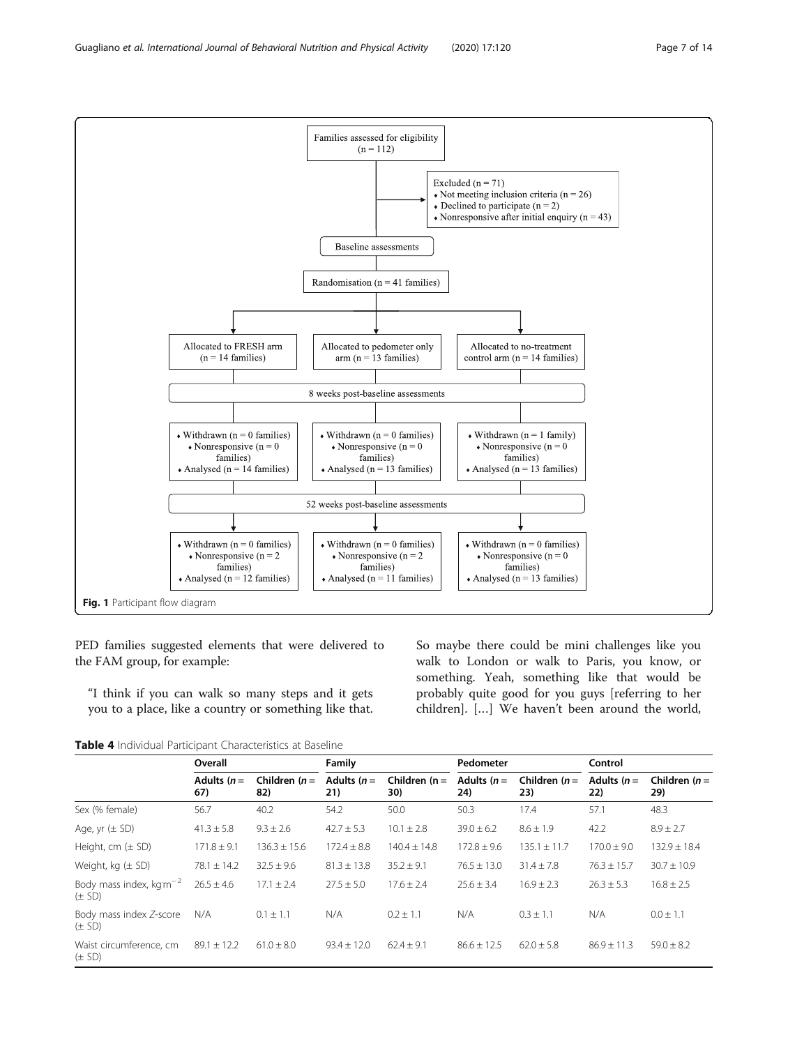Families assessed for eligibility (n = 112)

Excluded (n = 71)
- Not meeting inclusion criteria (n = 26)
- Declined to participate (n = 2)
- Nonresponsive after initial enquiry (n = 43)

Baseline assessments

Randomisation (n = 41 families)

| Allocated to FRESH arm (n = 14 families) | Allocated to pedometer only arm (n = 13 families) | Allocated to no-treatment control arm (n = 14 families) |
| --- | --- | --- |

8 weeks post-baseline assessments

| FRESH arm | Pedometer only arm | No-treatment control arm |
| --- | --- | --- |
| Withdrawn (n = 0 families); Nonresponsive (n = 0 families); Analysed (n = 14 families) | Withdrawn (n = 0 families); Nonresponsive (n = 0 families); Analysed (n = 13 families) | Withdrawn (n = 1 family); Nonresponsive (n = 0 families); Analysed (n = 13 families) |

52 weeks post-baseline assessments

| FRESH arm | Pedometer only arm | No-treatment control arm |
| --- | --- | --- |
| Withdrawn (n = 0 families); Nonresponsive (n = 2 families); Analysed (n = 12 families) | Withdrawn (n = 0 families); Nonresponsive (n = 2 families); Analysed (n = 11 families) | Withdrawn (n = 0 families); Nonresponsive (n = 0 families); Analysed (n = 13 families) |

**Fig. 1** Participant flow diagram

PED families suggested elements that were delivered to the FAM group, for example:

"I think if you can walk so many steps and it gets you to a place, like a country or something like that. So maybe there could be mini challenges like you walk to London or walk to Paris, you know, or something. Yeah, something like that would be probably quite good for you guys [referring to her children]. […] We haven't been around the world,

**Table 4** Individual Participant Characteristics at Baseline

| | Overall | | Family | | Pedometer | | Control | |
| --- | --- | --- | --- | --- | --- | --- | --- | --- |
| | Adults (*n* = 67) | Children (*n* = 82) | Adults (*n* = 21) | Children (*n* = 30) | Adults (*n* = 24) | Children (*n* = 23) | Adults (*n* = 22) | Children (*n* = 29) |
| Sex (% female) | 56.7 | 40.2 | 54.2 | 50.0 | 50.3 | 17.4 | 57.1 | 48.3 |
| Age, yr (± SD) | 41.3 ± 5.8 | 9.3 ± 2.6 | 42.7 ± 5.3 | 10.1 ± 2.8 | 39.0 ± 6.2 | 8.6 ± 1.9 | 42.2 | 8.9 ± 2.7 |
| Height, cm (± SD) | 171.8 ± 9.1 | 136.3 ± 15.6 | 172.4 ± 8.8 | 140.4 ± 14.8 | 172.8 ± 9.6 | 135.1 ± 11.7 | 170.0 ± 9.0 | 132.9 ± 18.4 |
| Weight, kg (± SD) | 78.1 ± 14.2 | 32.5 ± 9.6 | 81.3 ± 13.8 | 35.2 ± 9.1 | 76.5 ± 13.0 | 31.4 ± 7.8 | 76.3 ± 15.7 | 30.7 ± 10.9 |
| Body mass index, kg·m$^{-2}$ (± SD) | 26.5 ± 4.6 | 17.1 ± 2.4 | 27.5 ± 5.0 | 17.6 ± 2.4 | 25.6 ± 3.4 | 16.9 ± 2.3 | 26.3 ± 5.3 | 16.8 ± 2.5 |
| Body mass index *Z*-score (± SD) | N/A | 0.1 ± 1.1 | N/A | 0.2 ± 1.1 | N/A | 0.3 ± 1.1 | N/A | 0.0 ± 1.1 |
| Waist circumference, cm (± SD) | 89.1 ± 12.2 | 61.0 ± 8.0 | 93.4 ± 12.0 | 62.4 ± 9.1 | 86.6 ± 12.5 | 62.0 ± 5.8 | 86.9 ± 11.3 | 59.0 ± 8.2 |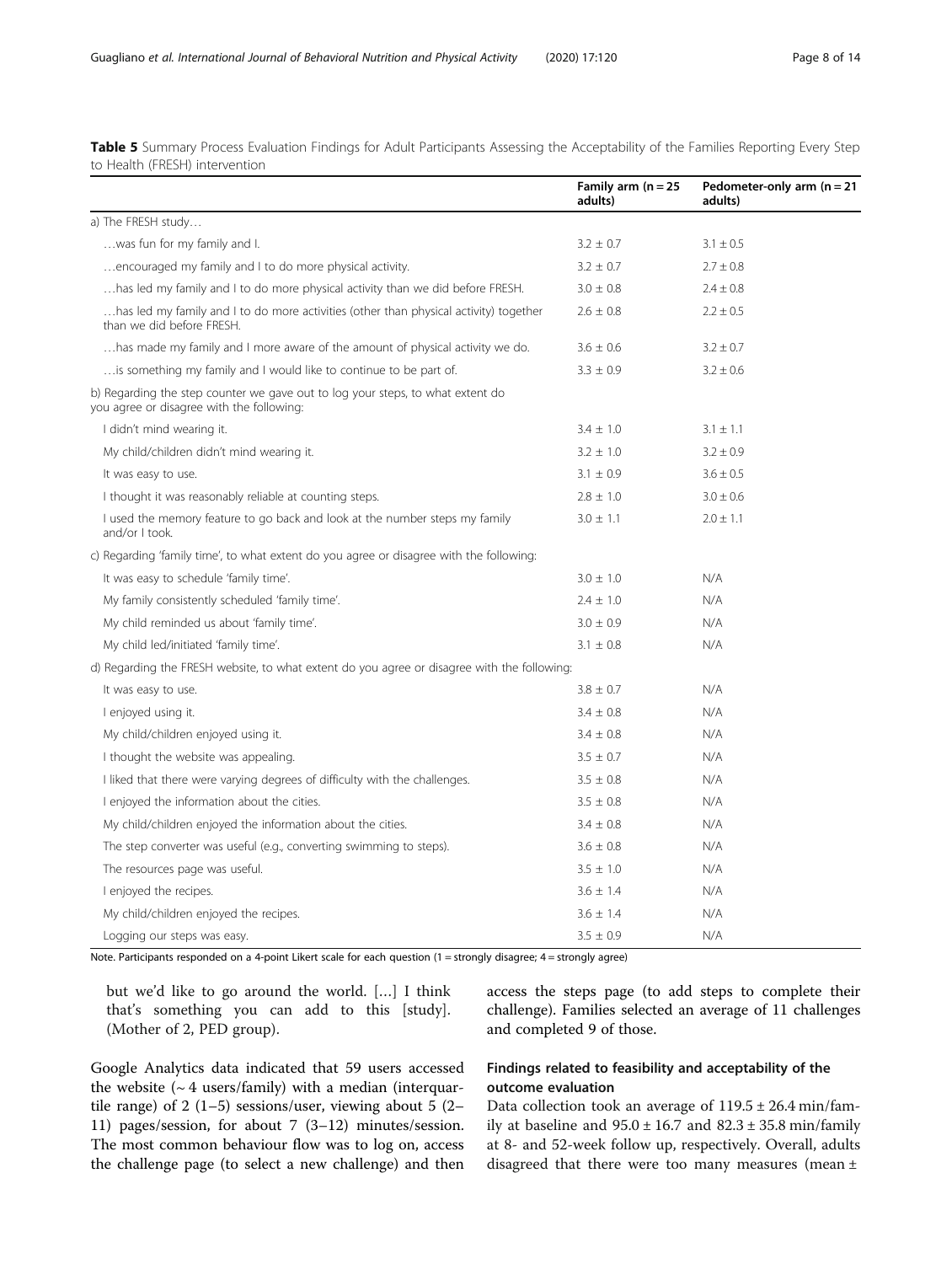**Table 5** Summary Process Evaluation Findings for Adult Participants Assessing the Acceptability of the Families Reporting Every Step to Health (FRESH) intervention

| | Family arm (n = 25 adults) | Pedometer-only arm (n = 21 adults) |
|---|---|---|
| a) The FRESH study… | | |
| …was fun for my family and I. | 3.2 ± 0.7 | 3.1 ± 0.5 |
| …encouraged my family and I to do more physical activity. | 3.2 ± 0.7 | 2.7 ± 0.8 |
| …has led my family and I to do more physical activity than we did before FRESH. | 3.0 ± 0.8 | 2.4 ± 0.8 |
| …has led my family and I to do more activities (other than physical activity) together than we did before FRESH. | 2.6 ± 0.8 | 2.2 ± 0.5 |
| …has made my family and I more aware of the amount of physical activity we do. | 3.6 ± 0.6 | 3.2 ± 0.7 |
| …is something my family and I would like to continue to be part of. | 3.3 ± 0.9 | 3.2 ± 0.6 |
| b) Regarding the step counter we gave out to log your steps, to what extent do you agree or disagree with the following: | | |
| I didn't mind wearing it. | 3.4 ± 1.0 | 3.1 ± 1.1 |
| My child/children didn't mind wearing it. | 3.2 ± 1.0 | 3.2 ± 0.9 |
| It was easy to use. | 3.1 ± 0.9 | 3.6 ± 0.5 |
| I thought it was reasonably reliable at counting steps. | 2.8 ± 1.0 | 3.0 ± 0.6 |
| I used the memory feature to go back and look at the number steps my family and/or I took. | 3.0 ± 1.1 | 2.0 ± 1.1 |
| c) Regarding 'family time', to what extent do you agree or disagree with the following: | | |
| It was easy to schedule 'family time'. | 3.0 ± 1.0 | N/A |
| My family consistently scheduled 'family time'. | 2.4 ± 1.0 | N/A |
| My child reminded us about 'family time'. | 3.0 ± 0.9 | N/A |
| My child led/initiated 'family time'. | 3.1 ± 0.8 | N/A |
| d) Regarding the FRESH website, to what extent do you agree or disagree with the following: | | |
| It was easy to use. | 3.8 ± 0.7 | N/A |
| I enjoyed using it. | 3.4 ± 0.8 | N/A |
| My child/children enjoyed using it. | 3.4 ± 0.8 | N/A |
| I thought the website was appealing. | 3.5 ± 0.7 | N/A |
| I liked that there were varying degrees of difficulty with the challenges. | 3.5 ± 0.8 | N/A |
| I enjoyed the information about the cities. | 3.5 ± 0.8 | N/A |
| My child/children enjoyed the information about the cities. | 3.4 ± 0.8 | N/A |
| The step converter was useful (e.g., converting swimming to steps). | 3.6 ± 0.8 | N/A |
| The resources page was useful. | 3.5 ± 1.0 | N/A |
| I enjoyed the recipes. | 3.6 ± 1.4 | N/A |
| My child/children enjoyed the recipes. | 3.6 ± 1.4 | N/A |
| Logging our steps was easy. | 3.5 ± 0.9 | N/A |

Note. Participants responded on a 4-point Likert scale for each question (1 = strongly disagree; 4 = strongly agree)

> but we'd like to go around the world. […] I think that's something you can add to this [study]. (Mother of 2, PED group).

Google Analytics data indicated that 59 users accessed the website (~ 4 users/family) with a median (interquartile range) of 2 (1–5) sessions/user, viewing about 5 (2–11) pages/session, for about 7 (3–12) minutes/session. The most common behaviour flow was to log on, access the challenge page (to select a new challenge) and then access the steps page (to add steps to complete their challenge). Families selected an average of 11 challenges and completed 9 of those.

### Findings related to feasibility and acceptability of the outcome evaluation

Data collection took an average of 119.5 ± 26.4 min/family at baseline and 95.0 ± 16.7 and 82.3 ± 35.8 min/family at 8- and 52-week follow up, respectively. Overall, adults disagreed that there were too many measures (mean ±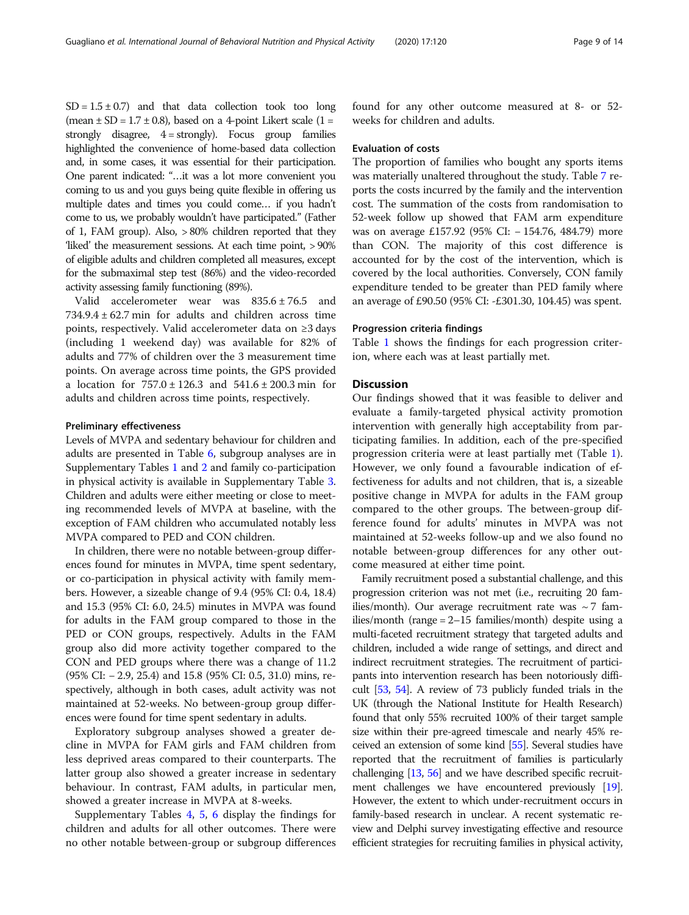SD = 1.5 ± 0.7) and that data collection took too long (mean ± SD = 1.7 ± 0.8), based on a 4-point Likert scale (1 = strongly disagree, 4 = strongly). Focus group families highlighted the convenience of home-based data collection and, in some cases, it was essential for their participation. One parent indicated: "…it was a lot more convenient you coming to us and you guys being quite flexible in offering us multiple dates and times you could come… if you hadn't come to us, we probably wouldn't have participated." (Father of 1, FAM group). Also, > 80% children reported that they 'liked' the measurement sessions. At each time point, > 90% of eligible adults and children completed all measures, except for the submaximal step test (86%) and the video-recorded activity assessing family functioning (89%).

Valid accelerometer wear was 835.6 ± 76.5 and 734.9.4 ± 62.7 min for adults and children across time points, respectively. Valid accelerometer data on ≥3 days (including 1 weekend day) was available for 82% of adults and 77% of children over the 3 measurement time points. On average across time points, the GPS provided a location for 757.0 ± 126.3 and 541.6 ± 200.3 min for adults and children across time points, respectively.

#### Preliminary effectiveness

Levels of MVPA and sedentary behaviour for children and adults are presented in Table 6, subgroup analyses are in Supplementary Tables 1 and 2 and family co-participation in physical activity is available in Supplementary Table 3. Children and adults were either meeting or close to meeting recommended levels of MVPA at baseline, with the exception of FAM children who accumulated notably less MVPA compared to PED and CON children.

In children, there were no notable between-group differences found for minutes in MVPA, time spent sedentary, or co-participation in physical activity with family members. However, a sizeable change of 9.4 (95% CI: 0.4, 18.4) and 15.3 (95% CI: 6.0, 24.5) minutes in MVPA was found for adults in the FAM group compared to those in the PED or CON groups, respectively. Adults in the FAM group also did more activity together compared to the CON and PED groups where there was a change of 11.2 (95% CI: − 2.9, 25.4) and 15.8 (95% CI: 0.5, 31.0) mins, respectively, although in both cases, adult activity was not maintained at 52-weeks. No between-group group differences were found for time spent sedentary in adults.

Exploratory subgroup analyses showed a greater decline in MVPA for FAM girls and FAM children from less deprived areas compared to their counterparts. The latter group also showed a greater increase in sedentary behaviour. In contrast, FAM adults, in particular men, showed a greater increase in MVPA at 8-weeks.

Supplementary Tables 4, 5, 6 display the findings for children and adults for all other outcomes. There were no other notable between-group or subgroup differences found for any other outcome measured at 8- or 52-weeks for children and adults.

#### Evaluation of costs

The proportion of families who bought any sports items was materially unaltered throughout the study. Table 7 reports the costs incurred by the family and the intervention cost. The summation of the costs from randomisation to 52-week follow up showed that FAM arm expenditure was on average £157.92 (95% CI: − 154.76, 484.79) more than CON. The majority of this cost difference is accounted for by the cost of the intervention, which is covered by the local authorities. Conversely, CON family expenditure tended to be greater than PED family where an average of £90.50 (95% CI: -£301.30, 104.45) was spent.

#### Progression criteria findings

Table 1 shows the findings for each progression criterion, where each was at least partially met.

## Discussion

Our findings showed that it was feasible to deliver and evaluate a family-targeted physical activity promotion intervention with generally high acceptability from participating families. In addition, each of the pre-specified progression criteria were at least partially met (Table 1). However, we only found a favourable indication of effectiveness for adults and not children, that is, a sizeable positive change in MVPA for adults in the FAM group compared to the other groups. The between-group difference found for adults' minutes in MVPA was not maintained at 52-weeks follow-up and we also found no notable between-group differences for any other outcome measured at either time point.

Family recruitment posed a substantial challenge, and this progression criterion was not met (i.e., recruiting 20 families/month). Our average recruitment rate was ~ 7 families/month (range = 2–15 families/month) despite using a multi-faceted recruitment strategy that targeted adults and children, included a wide range of settings, and direct and indirect recruitment strategies. The recruitment of participants into intervention research has been notoriously difficult [53, 54]. A review of 73 publicly funded trials in the UK (through the National Institute for Health Research) found that only 55% recruited 100% of their target sample size within their pre-agreed timescale and nearly 45% received an extension of some kind [55]. Several studies have reported that the recruitment of families is particularly challenging [13, 56] and we have described specific recruitment challenges we have encountered previously [19]. However, the extent to which under-recruitment occurs in family-based research in unclear. A recent systematic review and Delphi survey investigating effective and resource efficient strategies for recruiting families in physical activity,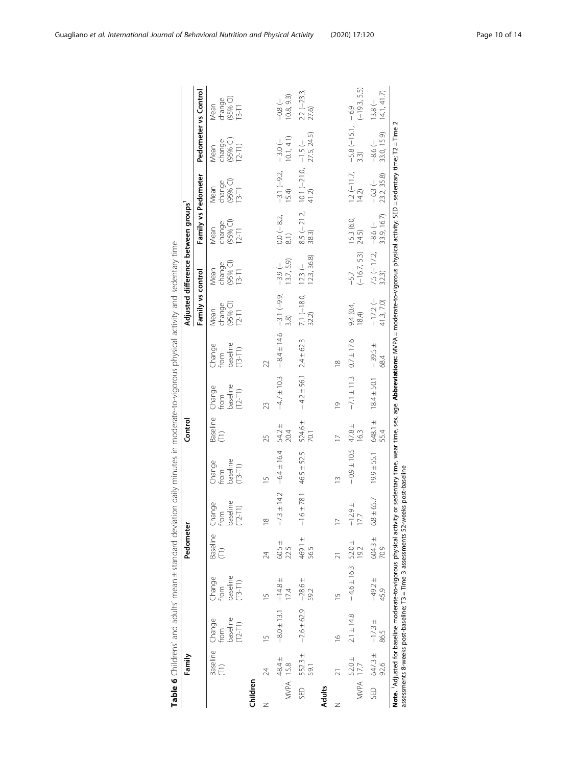**Table 6** Childrens' and adults' mean ± standard deviation daily minutes in moderate-to-vigorous physical activity and sedentary time

| | Family | | | Pedometer | | | Control | | | Adjusted difference between groups[1] | | | | | |
|---|---|---|---|---|---|---|---|---|---|---|---|---|---|---|---|
| | | | | | | | | | | Family vs control | | Family vs Pedometer | | Pedometer vs Control | |
| | Baseline (T1) | Change from baseline (T2-T1) | Change from baseline (T3-T1) | Baseline (T1) | Change from baseline (T2-T1) | Change from baseline (T3-T1) | Baseline (T1) | Change from baseline (T2-T1) | Change from baseline (T3-T1) | Mean change (95% CI) T2-T1 | Mean change (95% CI) T3-T1 | Mean change (95% CI) T2-T1 | Mean change (95% CI) T3-T1 | Mean change (95% CI) T2-T1 | Mean change (95% CI) T3-T1 |
| **Children** | | | | | | | | | | | | | | | |
| N | 24 | 15 | 15 | 24 | 18 | 15 | 25 | 23 | 22 | | | | | | |
| MVPA | 48.4 ± 15.8 | −8.0 ± 13.1 | −14.8 ± 17.4 | 60.5 ± 22.5 | −7.3 ± 14.2 | −6.4 ± 16.4 | 54.2 ± 20.4 | −4.7 ± 10.3 | −8.4 ± 14.6 | −3.1 (−9.9, 3.8) | −3.9 (−13.7, 5.9) | 0.0 (− 8.2, 8.1) | −3.1 (−9.2, 15.4) | −3.0 (−10.1, 4.1) | −0.8 (−10.8, 9.3) |
| SED | 552.3 ± 59.1 | −2.6 ± 62.9 | −28.6 ± 59.2 | 469.1 ± 56.5 | −1.6 ± 78.1 | 46.5 ± 52.5 | 524.6 ± 70.1 | −4.2 ± 56.1 | 2.4 ± 62.3 | 7.1 (−18.0, 32.2) | 12.3 (−12.3, 36.8) | 8.5 (− 21.2, 38.3) | 10.1 (−21.0, 41.2) | −1.5 (−27.5, 24.5) | 2.2 (−23.3, 27.6) |
| **Adults** | | | | | | | | | | | | | | | |
| N | 21 | 16 | 15 | 21 | 17 | 13 | 17 | 19 | 18 | | | | | | |
| MVPA | 52.0 ± 17.7 | 2.1 ± 14.8 | − 4.6 ± 16.3 | 52.0 ± 19.2 | −12.9 ± 17.7 | − 0.9 ± 10.5 | 47.8 ± 16.3 | −7.1 ± 11.3 | 0.7 ± 17.6 | 9.4 (0.4, 18.4) | −5.7 (−16.7, 5.3) | 15.3 (6.0, 24.5) | 1.2 (−11.7, 14.2) | −5.8 (−15.1, 3.3) | −6.9 (−19.3, 5.5) |
| SED | 647.3 ± 92.6 | −17.3 ± 86.5 | −49.2 ± 45.9 | 604.3 ± 70.9 | 6.8 ± 65.7 | 19.9 ± 55.1 | 648.1 ± 55.4 | 18.4 ± 50.1 | −39.5 ± 68.4 | − 17.2 (−41.3, 7.0) | 7.5 (− 17.2, 32.3) | −8.6 (−33.9, 16.7) | − 6.3 (−23.2, 35.8) | −8.6 (−33.0, 15.9) | 13.8 (−14.1, 41.7) |

**Note.** [1]Adjusted for baseline moderate-to-vigorous physical activity or sedentary time, wear time, sex, age. **Abbreviations:** MVPA = moderate-to-vigorous physical activity; SED = sedentary time; T2 = Time 2 assessments 8-weeks post-baseline; T3 = Time 3 assessments 52-weeks post-baseline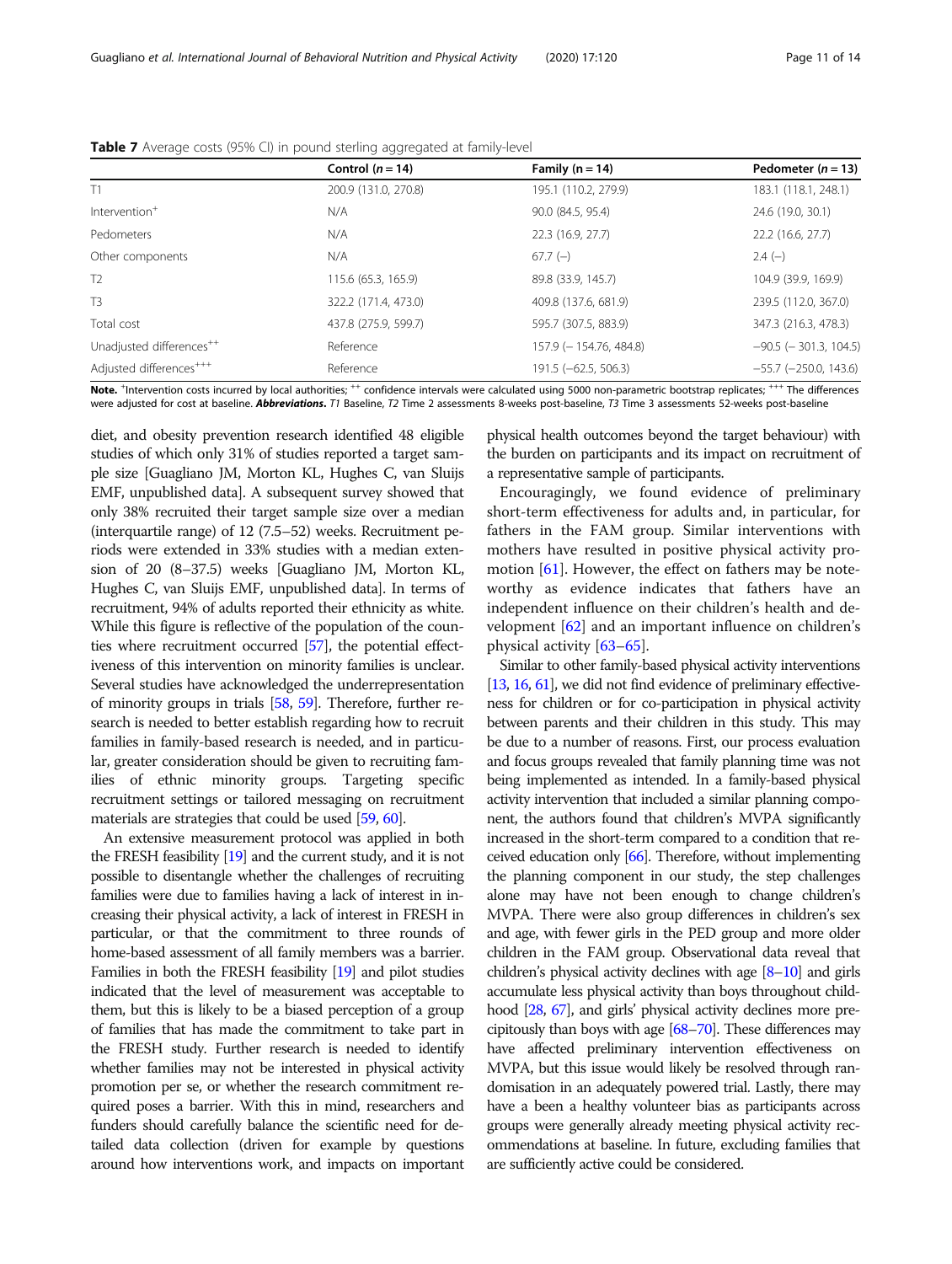**Table 7** Average costs (95% CI) in pound sterling aggregated at family-level

| | Control (*n* = 14) | Family (*n* = 14) | Pedometer (*n* = 13) |
|---|---|---|---|
| T1 | 200.9 (131.0, 270.8) | 195.1 (110.2, 279.9) | 183.1 (118.1, 248.1) |
| Intervention[+] | N/A | 90.0 (84.5, 95.4) | 24.6 (19.0, 30.1) |
| Pedometers | N/A | 22.3 (16.9, 27.7) | 22.2 (16.6, 27.7) |
| Other components | N/A | 67.7 (–) | 2.4 (–) |
| T2 | 115.6 (65.3, 165.9) | 89.8 (33.9, 145.7) | 104.9 (39.9, 169.9) |
| T3 | 322.2 (171.4, 473.0) | 409.8 (137.6, 681.9) | 239.5 (112.0, 367.0) |
| Total cost | 437.8 (275.9, 599.7) | 595.7 (307.5, 883.9) | 347.3 (216.3, 478.3) |
| Unadjusted differences[++] | Reference | 157.9 (− 154.76, 484.8) | −90.5 (− 301.3, 104.5) |
| Adjusted differences[+++] | Reference | 191.5 (−62.5, 506.3) | −55.7 (−250.0, 143.6) |

**Note.** [+]Intervention costs incurred by local authorities; [++] confidence intervals were calculated using 5000 non-parametric bootstrap replicates; [+++] The differences were adjusted for cost at baseline. ***Abbreviations.*** *T1* Baseline, *T2* Time 2 assessments 8-weeks post-baseline, *T3* Time 3 assessments 52-weeks post-baseline

diet, and obesity prevention research identified 48 eligible studies of which only 31% of studies reported a target sample size [Guagliano JM, Morton KL, Hughes C, van Sluijs EMF, unpublished data]. A subsequent survey showed that only 38% recruited their target sample size over a median (interquartile range) of 12 (7.5–52) weeks. Recruitment periods were extended in 33% studies with a median extension of 20 (8–37.5) weeks [Guagliano JM, Morton KL, Hughes C, van Sluijs EMF, unpublished data]. In terms of recruitment, 94% of adults reported their ethnicity as white. While this figure is reflective of the population of the counties where recruitment occurred [57], the potential effectiveness of this intervention on minority families is unclear. Several studies have acknowledged the underrepresentation of minority groups in trials [58, 59]. Therefore, further research is needed to better establish regarding how to recruit families in family-based research is needed, and in particular, greater consideration should be given to recruiting families of ethnic minority groups. Targeting specific recruitment settings or tailored messaging on recruitment materials are strategies that could be used [59, 60].

An extensive measurement protocol was applied in both the FRESH feasibility [19] and the current study, and it is not possible to disentangle whether the challenges of recruiting families were due to families having a lack of interest in increasing their physical activity, a lack of interest in FRESH in particular, or that the commitment to three rounds of home-based assessment of all family members was a barrier. Families in both the FRESH feasibility [19] and pilot studies indicated that the level of measurement was acceptable to them, but this is likely to be a biased perception of a group of families that has made the commitment to take part in the FRESH study. Further research is needed to identify whether families may not be interested in physical activity promotion per se, or whether the research commitment required poses a barrier. With this in mind, researchers and funders should carefully balance the scientific need for detailed data collection (driven for example by questions around how interventions work, and impacts on important physical health outcomes beyond the target behaviour) with the burden on participants and its impact on recruitment of a representative sample of participants.

Encouragingly, we found evidence of preliminary short-term effectiveness for adults and, in particular, for fathers in the FAM group. Similar interventions with mothers have resulted in positive physical activity promotion [61]. However, the effect on fathers may be noteworthy as evidence indicates that fathers have an independent influence on their children's health and development [62] and an important influence on children's physical activity [63–65].

Similar to other family-based physical activity interventions [13, 16, 61], we did not find evidence of preliminary effectiveness for children or for co-participation in physical activity between parents and their children in this study. This may be due to a number of reasons. First, our process evaluation and focus groups revealed that family planning time was not being implemented as intended. In a family-based physical activity intervention that included a similar planning component, the authors found that children's MVPA significantly increased in the short-term compared to a condition that received education only [66]. Therefore, without implementing the planning component in our study, the step challenges alone may have not been enough to change children's MVPA. There were also group differences in children's sex and age, with fewer girls in the PED group and more older children in the FAM group. Observational data reveal that children's physical activity declines with age [8–10] and girls accumulate less physical activity than boys throughout childhood [28, 67], and girls' physical activity declines more precipitously than boys with age [68–70]. These differences may have affected preliminary intervention effectiveness on MVPA, but this issue would likely be resolved through randomisation in an adequately powered trial. Lastly, there may have a been a healthy volunteer bias as participants across groups were generally already meeting physical activity recommendations at baseline. In future, excluding families that are sufficiently active could be considered.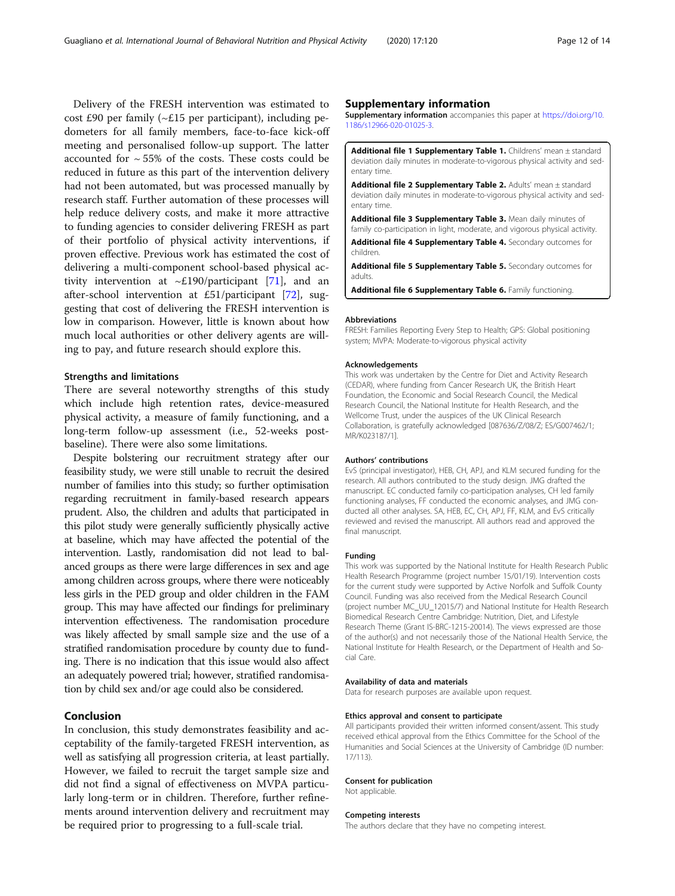Delivery of the FRESH intervention was estimated to cost £90 per family (~£15 per participant), including pedometers for all family members, face-to-face kick-off meeting and personalised follow-up support. The latter accounted for ~ 55% of the costs. These costs could be reduced in future as this part of the intervention delivery had not been automated, but was processed manually by research staff. Further automation of these processes will help reduce delivery costs, and make it more attractive to funding agencies to consider delivering FRESH as part of their portfolio of physical activity interventions, if proven effective. Previous work has estimated the cost of delivering a multi-component school-based physical activity intervention at ~£190/participant [71], and an after-school intervention at £51/participant [72], suggesting that cost of delivering the FRESH intervention is low in comparison. However, little is known about how much local authorities or other delivery agents are willing to pay, and future research should explore this.

### Strengths and limitations

There are several noteworthy strengths of this study which include high retention rates, device-measured physical activity, a measure of family functioning, and a long-term follow-up assessment (i.e., 52-weeks post-baseline). There were also some limitations.

Despite bolstering our recruitment strategy after our feasibility study, we were still unable to recruit the desired number of families into this study; so further optimisation regarding recruitment in family-based research appears prudent. Also, the children and adults that participated in this pilot study were generally sufficiently physically active at baseline, which may have affected the potential of the intervention. Lastly, randomisation did not lead to balanced groups as there were large differences in sex and age among children across groups, where there were noticeably less girls in the PED group and older children in the FAM group. This may have affected our findings for preliminary intervention effectiveness. The randomisation procedure was likely affected by small sample size and the use of a stratified randomisation procedure by county due to funding. There is no indication that this issue would also affect an adequately powered trial; however, stratified randomisation by child sex and/or age could also be considered.

## Conclusion

In conclusion, this study demonstrates feasibility and acceptability of the family-targeted FRESH intervention, as well as satisfying all progression criteria, at least partially. However, we failed to recruit the target sample size and did not find a signal of effectiveness on MVPA particularly long-term or in children. Therefore, further refinements around intervention delivery and recruitment may be required prior to progressing to a full-scale trial.

## Supplementary information

**Supplementary information** accompanies this paper at https://doi.org/10.1186/s12966-020-01025-3.

**Additional file 1 Supplementary Table 1.** Childrens' mean ± standard deviation daily minutes in moderate-to-vigorous physical activity and sedentary time.

**Additional file 2 Supplementary Table 2.** Adults' mean ± standard deviation daily minutes in moderate-to-vigorous physical activity and sedentary time.

**Additional file 3 Supplementary Table 3.** Mean daily minutes of family co-participation in light, moderate, and vigorous physical activity.

**Additional file 4 Supplementary Table 4.** Secondary outcomes for children.

**Additional file 5 Supplementary Table 5.** Secondary outcomes for adults.

**Additional file 6 Supplementary Table 6.** Family functioning.

#### Abbreviations

FRESH: Families Reporting Every Step to Health; GPS: Global positioning system; MVPA: Moderate-to-vigorous physical activity

#### Acknowledgements

This work was undertaken by the Centre for Diet and Activity Research (CEDAR), where funding from Cancer Research UK, the British Heart Foundation, the Economic and Social Research Council, the Medical Research Council, the National Institute for Health Research, and the Wellcome Trust, under the auspices of the UK Clinical Research Collaboration, is gratefully acknowledged [087636/Z/08/Z; ES/G007462/1; MR/K023187/1].

#### Authors' contributions

EvS (principal investigator), HEB, CH, APJ, and KLM secured funding for the research. All authors contributed to the study design. JMG drafted the manuscript. EC conducted family co-participation analyses, CH led family functioning analyses, FF conducted the economic analyses, and JMG conducted all other analyses. SA, HEB, EC, CH, APJ, FF, KLM, and EvS critically reviewed and revised the manuscript. All authors read and approved the final manuscript.

#### Funding

This work was supported by the National Institute for Health Research Public Health Research Programme (project number 15/01/19). Intervention costs for the current study were supported by Active Norfolk and Suffolk County Council. Funding was also received from the Medical Research Council (project number MC_UU_12015/7) and National Institute for Health Research Biomedical Research Centre Cambridge: Nutrition, Diet, and Lifestyle Research Theme (Grant IS-BRC-1215-20014). The views expressed are those of the author(s) and not necessarily those of the National Health Service, the National Institute for Health Research, or the Department of Health and Social Care.

#### Availability of data and materials

Data for research purposes are available upon request.

#### Ethics approval and consent to participate

All participants provided their written informed consent/assent. This study received ethical approval from the Ethics Committee for the School of the Humanities and Social Sciences at the University of Cambridge (ID number: 17/113).

#### Consent for publication

Not applicable.

#### Competing interests

The authors declare that they have no competing interest.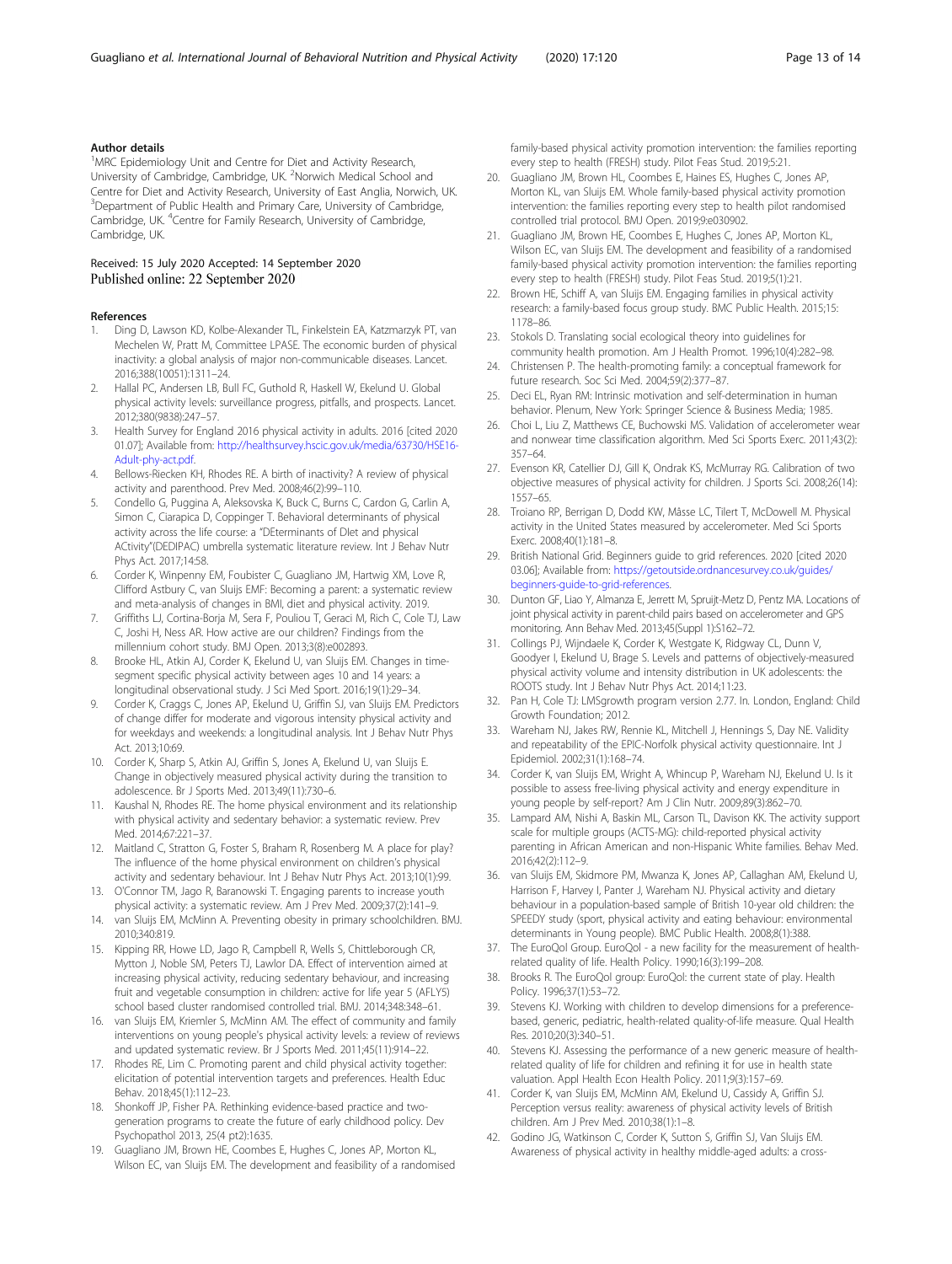## Author details

[1]MRC Epidemiology Unit and Centre for Diet and Activity Research, University of Cambridge, Cambridge, UK. [2]Norwich Medical School and Centre for Diet and Activity Research, University of East Anglia, Norwich, UK. [3]Department of Public Health and Primary Care, University of Cambridge, Cambridge, UK. [4]Centre for Family Research, University of Cambridge, Cambridge, UK.

Received: 15 July 2020 Accepted: 14 September 2020
Published online: 22 September 2020

## References

1. Ding D, Lawson KD, Kolbe-Alexander TL, Finkelstein EA, Katzmarzyk PT, van Mechelen W, Pratt M, Committee LPASE. The economic burden of physical inactivity: a global analysis of major non-communicable diseases. Lancet. 2016;388(10051):1311–24.
2. Hallal PC, Andersen LB, Bull FC, Guthold R, Haskell W, Ekelund U. Global physical activity levels: surveillance progress, pitfalls, and prospects. Lancet. 2012;380(9838):247–57.
3. Health Survey for England 2016 physical activity in adults. 2016 [cited 2020 01.07]; Available from: http://healthsurvey.hscic.gov.uk/media/63730/HSE16-Adult-phy-act.pdf.
4. Bellows-Riecken KH, Rhodes RE. A birth of inactivity? A review of physical activity and parenthood. Prev Med. 2008;46(2):99–110.
5. Condello G, Puggina A, Aleksovska K, Buck C, Burns C, Cardon G, Carlin A, Simon C, Ciarapica D, Coppinger T. Behavioral determinants of physical activity across the life course: a "DEterminants of DIet and physical ACtivity"(DEDIPAC) umbrella systematic literature review. Int J Behav Nutr Phys Act. 2017;14:58.
6. Corder K, Winpenny EM, Foubister C, Guagliano JM, Hartwig XM, Love R, Clifford Astbury C, van Sluijs EMF: Becoming a parent: a systematic review and meta-analysis of changes in BMI, diet and physical activity. 2019.
7. Griffiths LJ, Cortina-Borja M, Sera F, Pouliou T, Geraci M, Rich C, Cole TJ, Law C, Joshi H, Ness AR. How active are our children? Findings from the millennium cohort study. BMJ Open. 2013;3(8):e002893.
8. Brooke HL, Atkin AJ, Corder K, Ekelund U, van Sluijs EM. Changes in time-segment specific physical activity between ages 10 and 14 years: a longitudinal observational study. J Sci Med Sport. 2016;19(1):29–34.
9. Corder K, Craggs C, Jones AP, Ekelund U, Griffin SJ, van Sluijs EM. Predictors of change differ for moderate and vigorous intensity physical activity and for weekdays and weekends: a longitudinal analysis. Int J Behav Nutr Phys Act. 2013;10:69.
10. Corder K, Sharp S, Atkin AJ, Griffin S, Jones A, Ekelund U, van Sluijs E. Change in objectively measured physical activity during the transition to adolescence. Br J Sports Med. 2013;49(11):730–6.
11. Kaushal N, Rhodes RE. The home physical environment and its relationship with physical activity and sedentary behavior: a systematic review. Prev Med. 2014;67:221–37.
12. Maitland C, Stratton G, Foster S, Braham R, Rosenberg M. A place for play? The influence of the home physical environment on children's physical activity and sedentary behaviour. Int J Behav Nutr Phys Act. 2013;10(1):99.
13. O'Connor TM, Jago R, Baranowski T. Engaging parents to increase youth physical activity: a systematic review. Am J Prev Med. 2009;37(2):141–9.
14. van Sluijs EM, McMinn A. Preventing obesity in primary schoolchildren. BMJ. 2010;340:819.
15. Kipping RR, Howe LD, Jago R, Campbell R, Wells S, Chittleborough CR, Mytton J, Noble SM, Peters TJ, Lawlor DA. Effect of intervention aimed at increasing physical activity, reducing sedentary behaviour, and increasing fruit and vegetable consumption in children: active for life year 5 (AFLY5) school based cluster randomised controlled trial. BMJ. 2014;348:348–61.
16. van Sluijs EM, Kriemler S, McMinn AM. The effect of community and family interventions on young people's physical activity levels: a review of reviews and updated systematic review. Br J Sports Med. 2011;45(11):914–22.
17. Rhodes RE, Lim C. Promoting parent and child physical activity together: elicitation of potential intervention targets and preferences. Health Educ Behav. 2018;45(1):112–23.
18. Shonkoff JP, Fisher PA. Rethinking evidence-based practice and two-generation programs to create the future of early childhood policy. Dev Psychopathol 2013, 25(4 pt2):1635.
19. Guagliano JM, Brown HE, Coombes E, Hughes C, Jones AP, Morton KL, Wilson EC, van Sluijs EM. The development and feasibility of a randomised family-based physical activity promotion intervention: the families reporting every step to health (FRESH) study. Pilot Feas Stud. 2019;5:21.
20. Guagliano JM, Brown HL, Coombes E, Haines ES, Hughes C, Jones AP, Morton KL, van Sluijs EM. Whole family-based physical activity promotion intervention: the families reporting every step to health pilot randomised controlled trial protocol. BMJ Open. 2019;9:e030902.
21. Guagliano JM, Brown HE, Coombes E, Hughes C, Jones AP, Morton KL, Wilson EC, van Sluijs EM. The development and feasibility of a randomised family-based physical activity promotion intervention: the families reporting every step to health (FRESH) study. Pilot Feas Stud. 2019;5(1):21.
22. Brown HE, Schiff A, van Sluijs EM. Engaging families in physical activity research: a family-based focus group study. BMC Public Health. 2015;15: 1178–86.
23. Stokols D. Translating social ecological theory into guidelines for community health promotion. Am J Health Promot. 1996;10(4):282–98.
24. Christensen P. The health-promoting family: a conceptual framework for future research. Soc Sci Med. 2004;59(2):377–87.
25. Deci EL, Ryan RM: Intrinsic motivation and self-determination in human behavior. Plenum, New York: Springer Science & Business Media; 1985.
26. Choi L, Liu Z, Matthews CE, Buchowski MS. Validation of accelerometer wear and nonwear time classification algorithm. Med Sci Sports Exerc. 2011;43(2): 357–64.
27. Evenson KR, Catellier DJ, Gill K, Ondrak KS, McMurray RG. Calibration of two objective measures of physical activity for children. J Sports Sci. 2008;26(14): 1557–65.
28. Troiano RP, Berrigan D, Dodd KW, Mâsse LC, Tilert T, McDowell M. Physical activity in the United States measured by accelerometer. Med Sci Sports Exerc. 2008;40(1):181–8.
29. British National Grid. Beginners guide to grid references. 2020 [cited 2020 03.06]; Available from: https://getoutside.ordnancesurvey.co.uk/guides/beginners-guide-to-grid-references.
30. Dunton GF, Liao Y, Almanza E, Jerrett M, Spruijt-Metz D, Pentz MA. Locations of joint physical activity in parent-child pairs based on accelerometer and GPS monitoring. Ann Behav Med. 2013;45(Suppl 1):S162–72.
31. Collings PJ, Wijndaele K, Corder K, Westgate K, Ridgway CL, Dunn V, Goodyer I, Ekelund U, Brage S. Levels and patterns of objectively-measured physical activity volume and intensity distribution in UK adolescents: the ROOTS study. Int J Behav Nutr Phys Act. 2014;11:23.
32. Pan H, Cole TJ: LMSgrowth program version 2.77. In. London, England: Child Growth Foundation; 2012.
33. Wareham NJ, Jakes RW, Rennie KL, Mitchell J, Hennings S, Day NE. Validity and repeatability of the EPIC-Norfolk physical activity questionnaire. Int J Epidemiol. 2002;31(1):168–74.
34. Corder K, van Sluijs EM, Wright A, Whincup P, Wareham NJ, Ekelund U. Is it possible to assess free-living physical activity and energy expenditure in young people by self-report? Am J Clin Nutr. 2009;89(3):862–70.
35. Lampard AM, Nishi A, Baskin ML, Carson TL, Davison KK. The activity support scale for multiple groups (ACTS-MG): child-reported physical activity parenting in African American and non-Hispanic White families. Behav Med. 2016;42(2):112–9.
36. van Sluijs EM, Skidmore PM, Mwanza K, Jones AP, Callaghan AM, Ekelund U, Harrison F, Harvey I, Panter J, Wareham NJ. Physical activity and dietary behaviour in a population-based sample of British 10-year old children: the SPEEDY study (sport, physical activity and eating behaviour: environmental determinants in Young people). BMC Public Health. 2008;8(1):388.
37. The EuroQol Group. EuroQol - a new facility for the measurement of health-related quality of life. Health Policy. 1990;16(3):199–208.
38. Brooks R. The EuroQol group: EuroQol: the current state of play. Health Policy. 1996;37(1):53–72.
39. Stevens KJ. Working with children to develop dimensions for a preference-based, generic, pediatric, health-related quality-of-life measure. Qual Health Res. 2010;20(3):340–51.
40. Stevens KJ. Assessing the performance of a new generic measure of health-related quality of life for children and refining it for use in health state valuation. Appl Health Econ Health Policy. 2011;9(3):157–69.
41. Corder K, van Sluijs EM, McMinn AM, Ekelund U, Cassidy A, Griffin SJ. Perception versus reality: awareness of physical activity levels of British children. Am J Prev Med. 2010;38(1):1–8.
42. Godino JG, Watkinson C, Corder K, Sutton S, Griffin SJ, Van Sluijs EM. Awareness of physical activity in healthy middle-aged adults: a cross-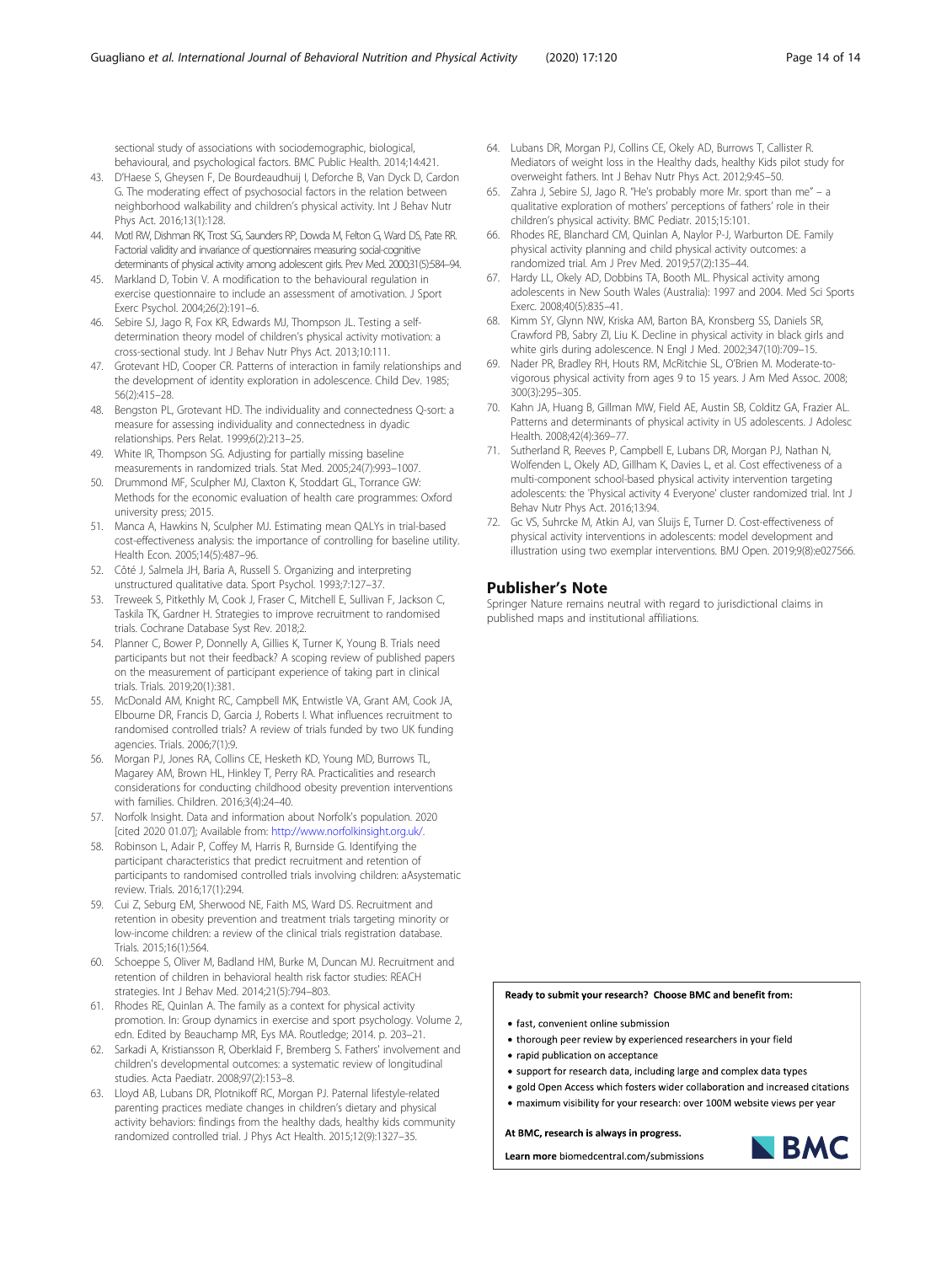sectional study of associations with sociodemographic, biological, behavioural, and psychological factors. BMC Public Health. 2014;14:421.

43. D'Haese S, Gheysen F, De Bourdeaudhuij I, Deforche B, Van Dyck D, Cardon G. The moderating effect of psychosocial factors in the relation between neighborhood walkability and children's physical activity. Int J Behav Nutr Phys Act. 2016;13(1):128.
44. Motl RW, Dishman RK, Trost SG, Saunders RP, Dowda M, Felton G, Ward DS, Pate RR. Factorial validity and invariance of questionnaires measuring social-cognitive determinants of physical activity among adolescent girls. Prev Med. 2000;31(5):584–94.
45. Markland D, Tobin V. A modification to the behavioural regulation in exercise questionnaire to include an assessment of amotivation. J Sport Exerc Psychol. 2004;26(2):191–6.
46. Sebire SJ, Jago R, Fox KR, Edwards MJ, Thompson JL. Testing a self-determination theory model of children's physical activity motivation: a cross-sectional study. Int J Behav Nutr Phys Act. 2013;10:111.
47. Grotevant HD, Cooper CR. Patterns of interaction in family relationships and the development of identity exploration in adolescence. Child Dev. 1985; 56(2):415–28.
48. Bengston PL, Grotevant HD. The individuality and connectedness Q-sort: a measure for assessing individuality and connectedness in dyadic relationships. Pers Relat. 1999;6(2):213–25.
49. White IR, Thompson SG. Adjusting for partially missing baseline measurements in randomized trials. Stat Med. 2005;24(7):993–1007.
50. Drummond MF, Sculpher MJ, Claxton K, Stoddart GL, Torrance GW: Methods for the economic evaluation of health care programmes: Oxford university press; 2015.
51. Manca A, Hawkins N, Sculpher MJ. Estimating mean QALYs in trial-based cost-effectiveness analysis: the importance of controlling for baseline utility. Health Econ. 2005;14(5):487–96.
52. Côté J, Salmela JH, Baria A, Russell S. Organizing and interpreting unstructured qualitative data. Sport Psychol. 1993;7:127–37.
53. Treweek S, Pitkethly M, Cook J, Fraser C, Mitchell E, Sullivan F, Jackson C, Taskila TK, Gardner H. Strategies to improve recruitment to randomised trials. Cochrane Database Syst Rev. 2018;2.
54. Planner C, Bower P, Donnelly A, Gillies K, Turner K, Young B. Trials need participants but not their feedback? A scoping review of published papers on the measurement of participant experience of taking part in clinical trials. Trials. 2019;20(1):381.
55. McDonald AM, Knight RC, Campbell MK, Entwistle VA, Grant AM, Cook JA, Elbourne DR, Francis D, Garcia J, Roberts I. What influences recruitment to randomised controlled trials? A review of trials funded by two UK funding agencies. Trials. 2006;7(1):9.
56. Morgan PJ, Jones RA, Collins CE, Hesketh KD, Young MD, Burrows TL, Magarey AM, Brown HL, Hinkley T, Perry RA. Practicalities and research considerations for conducting childhood obesity prevention interventions with families. Children. 2016;3(4):24–40.
57. Norfolk Insight. Data and information about Norfolk's population. 2020 [cited 2020 01.07]; Available from: http://www.norfolkinsight.org.uk/.
58. Robinson L, Adair P, Coffey M, Harris R, Burnside G. Identifying the participant characteristics that predict recruitment and retention of participants to randomised controlled trials involving children: aAsystematic review. Trials. 2016;17(1):294.
59. Cui Z, Seburg EM, Sherwood NE, Faith MS, Ward DS. Recruitment and retention in obesity prevention and treatment trials targeting minority or low-income children: a review of the clinical trials registration database. Trials. 2015;16(1):564.
60. Schoeppe S, Oliver M, Badland HM, Burke M, Duncan MJ. Recruitment and retention of children in behavioral health risk factor studies: REACH strategies. Int J Behav Med. 2014;21(5):794–803.
61. Rhodes RE, Quinlan A. The family as a context for physical activity promotion. In: Group dynamics in exercise and sport psychology. Volume 2, edn. Edited by Beauchamp MR, Eys MA. Routledge; 2014. p. 203–21.
62. Sarkadi A, Kristiansson R, Oberklaid F, Bremberg S. Fathers' involvement and children's developmental outcomes: a systematic review of longitudinal studies. Acta Paediatr. 2008;97(2):153–8.
63. Lloyd AB, Lubans DR, Plotnikoff RC, Morgan PJ. Paternal lifestyle-related parenting practices mediate changes in children's dietary and physical activity behaviors: findings from the healthy dads, healthy kids community randomized controlled trial. J Phys Act Health. 2015;12(9):1327–35.
64. Lubans DR, Morgan PJ, Collins CE, Okely AD, Burrows T, Callister R. Mediators of weight loss in the Healthy dads, healthy Kids pilot study for overweight fathers. Int J Behav Nutr Phys Act. 2012;9:45–50.
65. Zahra J, Sebire SJ, Jago R. "He's probably more Mr. sport than me" – a qualitative exploration of mothers' perceptions of fathers' role in their children's physical activity. BMC Pediatr. 2015;15:101.
66. Rhodes RE, Blanchard CM, Quinlan A, Naylor P-J, Warburton DE. Family physical activity planning and child physical activity outcomes: a randomized trial. Am J Prev Med. 2019;57(2):135–44.
67. Hardy LL, Okely AD, Dobbins TA, Booth ML. Physical activity among adolescents in New South Wales (Australia): 1997 and 2004. Med Sci Sports Exerc. 2008;40(5):835–41.
68. Kimm SY, Glynn NW, Kriska AM, Barton BA, Kronsberg SS, Daniels SR, Crawford PB, Sabry ZI, Liu K. Decline in physical activity in black girls and white girls during adolescence. N Engl J Med. 2002;347(10):709–15.
69. Nader PR, Bradley RH, Houts RM, McRitchie SL, O'Brien M. Moderate-to-vigorous physical activity from ages 9 to 15 years. J Am Med Assoc. 2008; 300(3):295–305.
70. Kahn JA, Huang B, Gillman MW, Field AE, Austin SB, Colditz GA, Frazier AL. Patterns and determinants of physical activity in US adolescents. J Adolesc Health. 2008;42(4):369–77.
71. Sutherland R, Reeves P, Campbell E, Lubans DR, Morgan PJ, Nathan N, Wolfenden L, Okely AD, Gillham K, Davies L, et al. Cost effectiveness of a multi-component school-based physical activity intervention targeting adolescents: the 'Physical activity 4 Everyone' cluster randomized trial. Int J Behav Nutr Phys Act. 2016;13:94.
72. Gc VS, Suhrcke M, Atkin AJ, van Sluijs E, Turner D. Cost-effectiveness of physical activity interventions in adolescents: model development and illustration using two exemplar interventions. BMJ Open. 2019;9(8):e027566.

## Publisher's Note

Springer Nature remains neutral with regard to jurisdictional claims in published maps and institutional affiliations.

**Ready to submit your research? Choose BMC and benefit from:**

- fast, convenient online submission
- thorough peer review by experienced researchers in your field
- rapid publication on acceptance
- support for research data, including large and complex data types
- gold Open Access which fosters wider collaboration and increased citations
- maximum visibility for your research: over 100M website views per year

**At BMC, research is always in progress.**

**Learn more** biomedcentral.com/submissions

BMC